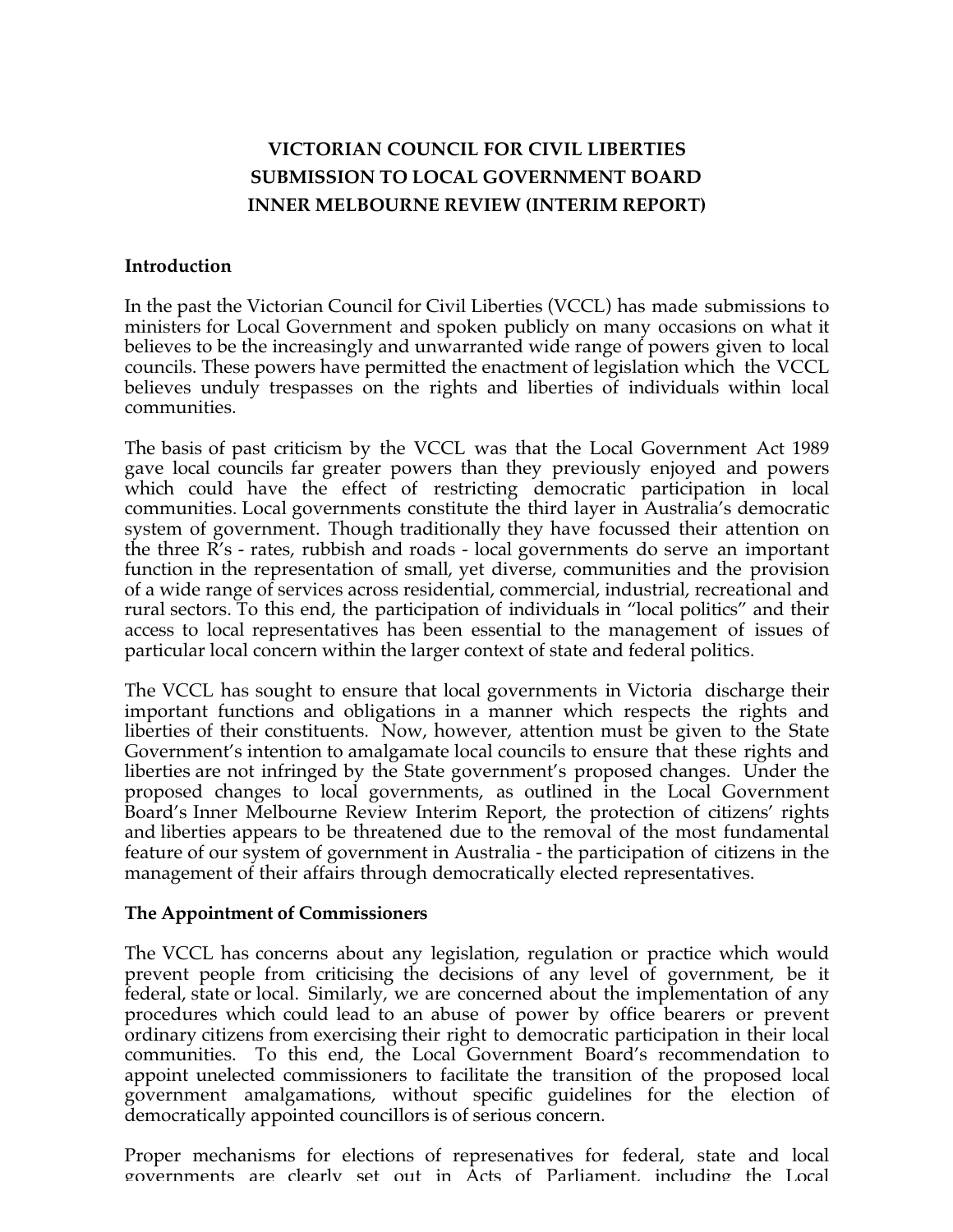**VICTORIAN COUNCIL FOR CIVIL LIBERTIES**
**SUBMISSION TO LOCAL GOVERNMENT BOARD**
**INNER MELBOURNE REVIEW (INTERIM REPORT)**

## Introduction

In the past the Victorian Council for Civil Liberties (VCCL) has made submissions to ministers for Local Government and spoken publicly on many occasions on what it believes to be the increasingly and unwarranted wide range of powers given to local councils. These powers have permitted the enactment of legislation which the VCCL believes unduly trespasses on the rights and liberties of individuals within local communities.

The basis of past criticism by the VCCL was that the Local Government Act 1989 gave local councils far greater powers than they previously enjoyed and powers which could have the effect of restricting democratic participation in local communities. Local governments constitute the third layer in Australia's democratic system of government. Though traditionally they have focussed their attention on the three R's - rates, rubbish and roads - local governments do serve an important function in the representation of small, yet diverse, communities and the provision of a wide range of services across residential, commercial, industrial, recreational and rural sectors. To this end, the participation of individuals in "local politics" and their access to local representatives has been essential to the management of issues of particular local concern within the larger context of state and federal politics.

The VCCL has sought to ensure that local governments in Victoria discharge their important functions and obligations in a manner which respects the rights and liberties of their constituents. Now, however, attention must be given to the State Government's intention to amalgamate local councils to ensure that these rights and liberties are not infringed by the State government's proposed changes. Under the proposed changes to local governments, as outlined in the Local Government Board's Inner Melbourne Review Interim Report, the protection of citizens' rights and liberties appears to be threatened due to the removal of the most fundamental feature of our system of government in Australia - the participation of citizens in the management of their affairs through democratically elected representatives.

## The Appointment of Commissioners

The VCCL has concerns about any legislation, regulation or practice which would prevent people from criticising the decisions of any level of government, be it federal, state or local. Similarly, we are concerned about the implementation of any procedures which could lead to an abuse of power by office bearers or prevent ordinary citizens from exercising their right to democratic participation in their local communities. To this end, the Local Government Board's recommendation to appoint unelected commissioners to facilitate the transition of the proposed local government amalgamations, without specific guidelines for the election of democratically appointed councillors is of serious concern.

Proper mechanisms for elections of represenatives for federal, state and local governments are clearly set out in Acts of Parliament, including the Local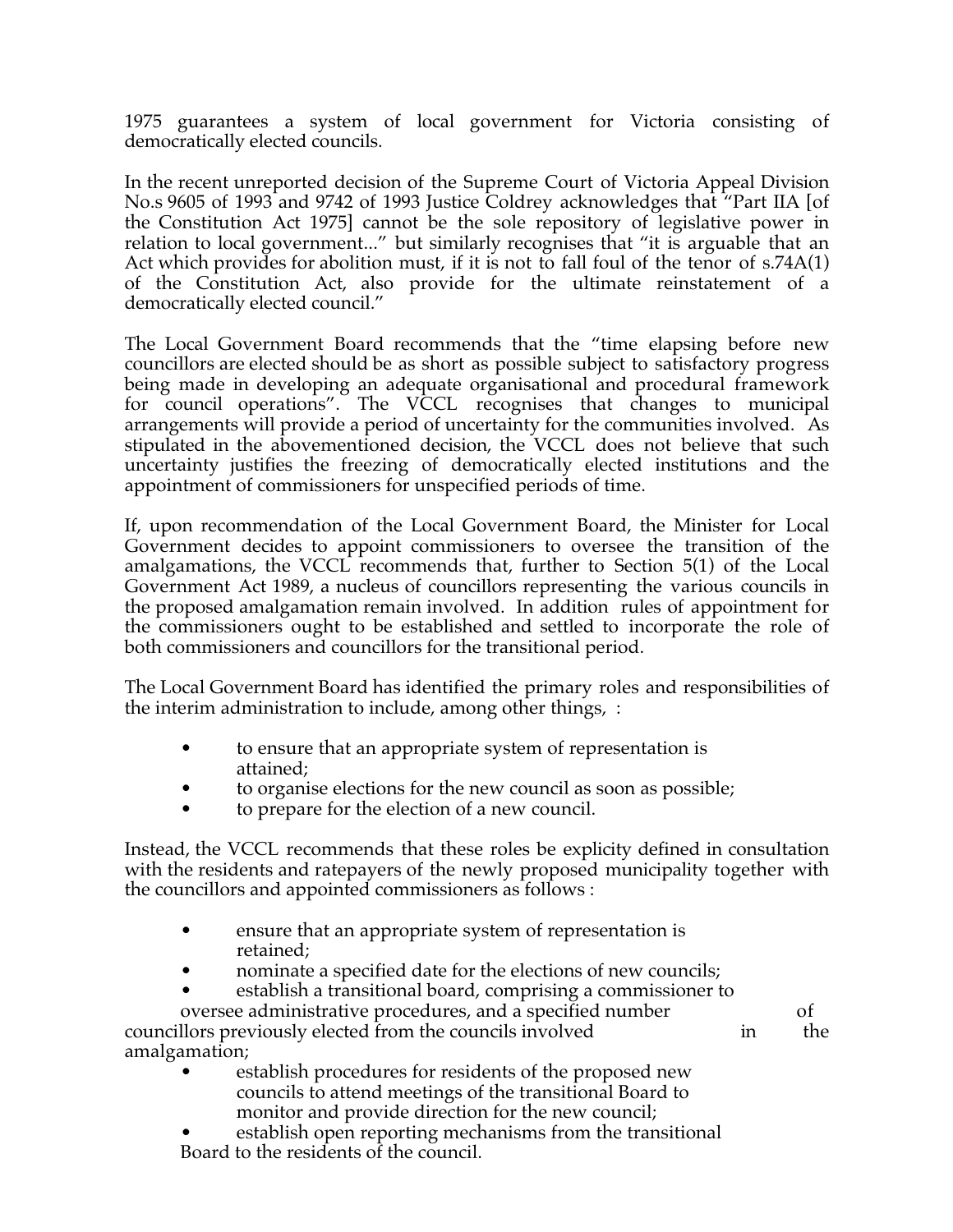1975 guarantees a system of local government for Victoria consisting of democratically elected councils.

In the recent unreported decision of the Supreme Court of Victoria Appeal Division No.s 9605 of 1993 and 9742 of 1993 Justice Coldrey acknowledges that "Part IIA [of the Constitution Act 1975] cannot be the sole repository of legislative power in relation to local government..." but similarly recognises that "it is arguable that an Act which provides for abolition must, if it is not to fall foul of the tenor of s.74A(1) of the Constitution Act, also provide for the ultimate reinstatement of a democratically elected council."

The Local Government Board recommends that the "time elapsing before new councillors are elected should be as short as possible subject to satisfactory progress being made in developing an adequate organisational and procedural framework for council operations". The VCCL recognises that changes to municipal arrangements will provide a period of uncertainty for the communities involved. As stipulated in the abovementioned decision, the VCCL does not believe that such uncertainty justifies the freezing of democratically elected institutions and the appointment of commissioners for unspecified periods of time.

If, upon recommendation of the Local Government Board, the Minister for Local Government decides to appoint commissioners to oversee the transition of the amalgamations, the VCCL recommends that, further to Section 5(1) of the Local Government Act 1989, a nucleus of councillors representing the various councils in the proposed amalgamation remain involved. In addition rules of appointment for the commissioners ought to be established and settled to incorporate the role of both commissioners and councillors for the transitional period.

The Local Government Board has identified the primary roles and responsibilities of the interim administration to include, among other things, :

- to ensure that an appropriate system of representation is attained;
- to organise elections for the new council as soon as possible;
- to prepare for the election of a new council.

Instead, the VCCL recommends that these roles be explicity defined in consultation with the residents and ratepayers of the newly proposed municipality together with the councillors and appointed commissioners as follows :

- ensure that an appropriate system of representation is retained;
- nominate a specified date for the elections of new councils;
- establish a transitional board, comprising a commissioner to oversee administrative procedures, and a specified number of councillors previously elected from the councils involved in the amalgamation;
- establish procedures for residents of the proposed new councils to attend meetings of the transitional Board to monitor and provide direction for the new council;
- establish open reporting mechanisms from the transitional Board to the residents of the council.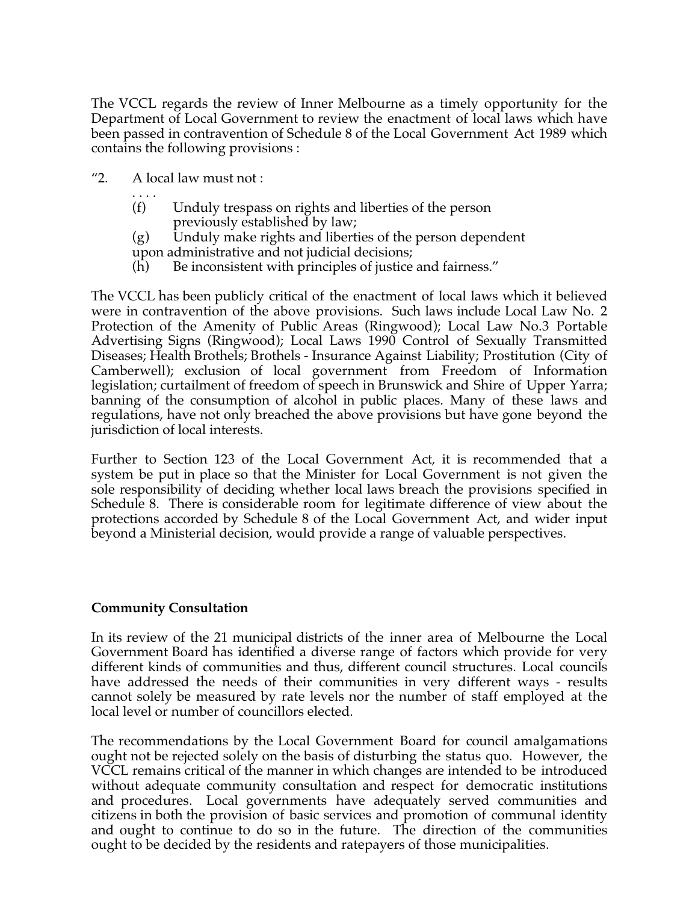The VCCL regards the review of Inner Melbourne as a timely opportunity for the Department of Local Government to review the enactment of local laws which have been passed in contravention of Schedule 8 of the Local Government Act 1989 which contains the following provisions :

"2. A local law must not :

. . . .

(f) Unduly trespass on rights and liberties of the person previously established by law;

(g) Unduly make rights and liberties of the person dependent upon administrative and not judicial decisions;

(h) Be inconsistent with principles of justice and fairness."

The VCCL has been publicly critical of the enactment of local laws which it believed were in contravention of the above provisions. Such laws include Local Law No. 2 Protection of the Amenity of Public Areas (Ringwood); Local Law No.3 Portable Advertising Signs (Ringwood); Local Laws 1990 Control of Sexually Transmitted Diseases; Health Brothels; Brothels - Insurance Against Liability; Prostitution (City of Camberwell); exclusion of local government from Freedom of Information legislation; curtailment of freedom of speech in Brunswick and Shire of Upper Yarra; banning of the consumption of alcohol in public places. Many of these laws and regulations, have not only breached the above provisions but have gone beyond the jurisdiction of local interests.

Further to Section 123 of the Local Government Act, it is recommended that a system be put in place so that the Minister for Local Government is not given the sole responsibility of deciding whether local laws breach the provisions specified in Schedule 8. There is considerable room for legitimate difference of view about the protections accorded by Schedule 8 of the Local Government Act, and wider input beyond a Ministerial decision, would provide a range of valuable perspectives.

**Community Consultation**

In its review of the 21 municipal districts of the inner area of Melbourne the Local Government Board has identified a diverse range of factors which provide for very different kinds of communities and thus, different council structures. Local councils have addressed the needs of their communities in very different ways - results cannot solely be measured by rate levels nor the number of staff employed at the local level or number of councillors elected.

The recommendations by the Local Government Board for council amalgamations ought not be rejected solely on the basis of disturbing the status quo. However, the VCCL remains critical of the manner in which changes are intended to be introduced without adequate community consultation and respect for democratic institutions and procedures. Local governments have adequately served communities and citizens in both the provision of basic services and promotion of communal identity and ought to continue to do so in the future. The direction of the communities ought to be decided by the residents and ratepayers of those municipalities.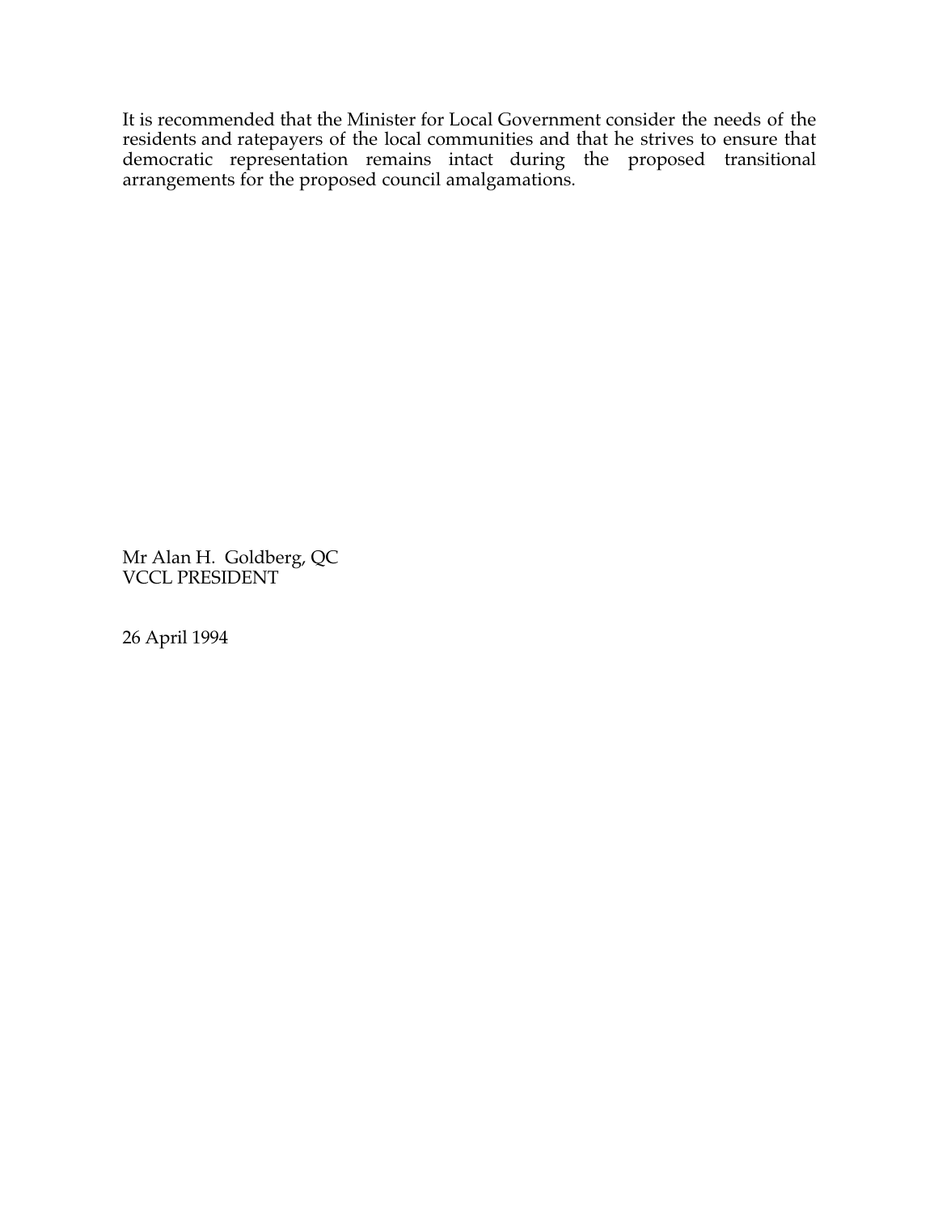It is recommended that the Minister for Local Government consider the needs of the residents and ratepayers of the local communities and that he strives to ensure that democratic representation remains intact during the proposed transitional arrangements for the proposed council amalgamations.

Mr Alan H. Goldberg, QC
VCCL PRESIDENT

26 April 1994